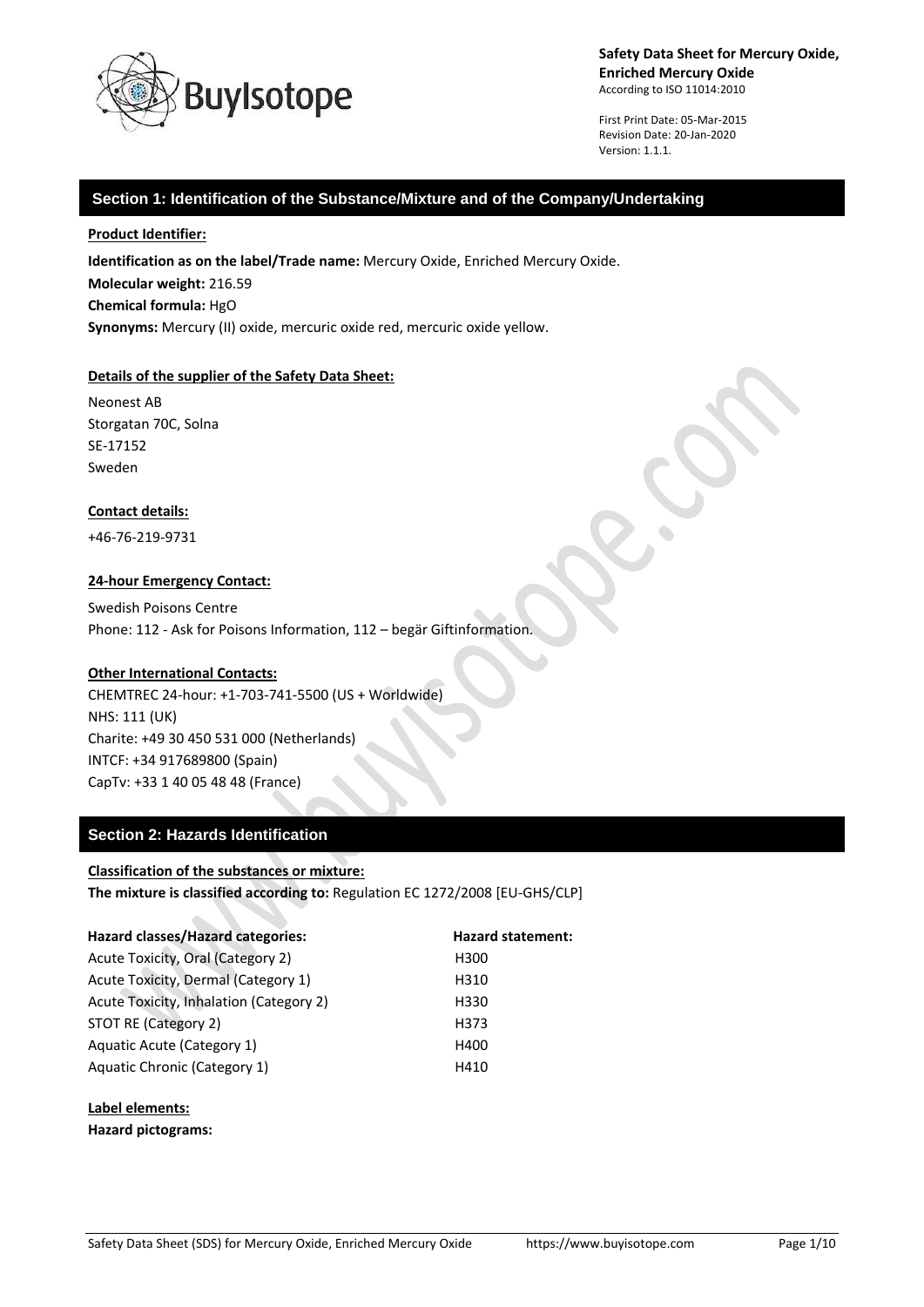**Safety Data Sheet for Mercury Oxide, Enriched Mercury Oxide**
According to ISO 11014:2010

First Print Date: 05-Mar-2015
Revision Date: 20-Jan-2020
Version: 1.1.1.

## Section 1: Identification of the Substance/Mixture and of the Company/Undertaking

**Product Identifier:**

**Identification as on the label/Trade name:** Mercury Oxide, Enriched Mercury Oxide.
**Molecular weight:** 216.59
**Chemical formula:** HgO
**Synonyms:** Mercury (II) oxide, mercuric oxide red, mercuric oxide yellow.

**Details of the supplier of the Safety Data Sheet:**

Neonest AB
Storgatan 70C, Solna
SE-17152
Sweden

**Contact details:**

+46-76-219-9731

**24-hour Emergency Contact:**

Swedish Poisons Centre
Phone: 112 - Ask for Poisons Information, 112 – begär Giftinformation.

**Other International Contacts:**

CHEMTREC 24-hour: +1-703-741-5500 (US + Worldwide)
NHS: 111 (UK)
Charite: +49 30 450 531 000 (Netherlands)
INTCF: +34 917689800 (Spain)
CapTv: +33 1 40 05 48 48 (France)

## Section 2: Hazards Identification

**Classification of the substances or mixture:**
**The mixture is classified according to:** Regulation EC 1272/2008 [EU-GHS/CLP]

| Hazard classes/Hazard categories: | Hazard statement: |
| --- | --- |
| Acute Toxicity, Oral (Category 2) | H300 |
| Acute Toxicity, Dermal (Category 1) | H310 |
| Acute Toxicity, Inhalation (Category 2) | H330 |
| STOT RE (Category 2) | H373 |
| Aquatic Acute (Category 1) | H400 |
| Aquatic Chronic (Category 1) | H410 |

**Label elements:**
**Hazard pictograms:**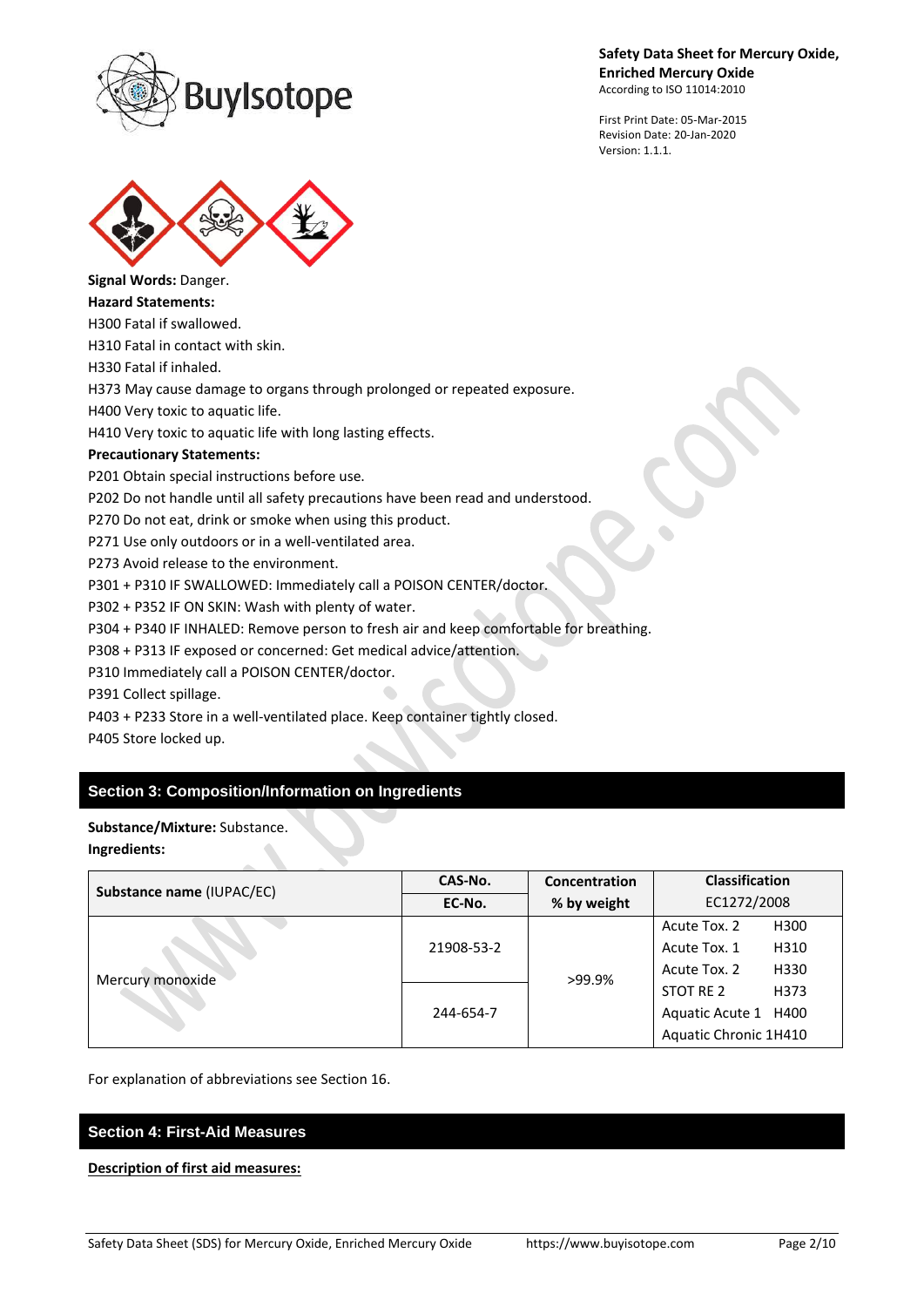**Signal Words:** Danger.

**Hazard Statements:**

H300 Fatal if swallowed.
H310 Fatal in contact with skin.
H330 Fatal if inhaled.
H373 May cause damage to organs through prolonged or repeated exposure.
H400 Very toxic to aquatic life.
H410 Very toxic to aquatic life with long lasting effects.

**Precautionary Statements:**

P201 Obtain special instructions before use.
P202 Do not handle until all safety precautions have been read and understood.
P270 Do not eat, drink or smoke when using this product.
P271 Use only outdoors or in a well-ventilated area.
P273 Avoid release to the environment.
P301 + P310 IF SWALLOWED: Immediately call a POISON CENTER/doctor.
P302 + P352 IF ON SKIN: Wash with plenty of water.
P304 + P340 IF INHALED: Remove person to fresh air and keep comfortable for breathing.
P308 + P313 IF exposed or concerned: Get medical advice/attention.
P310 Immediately call a POISON CENTER/doctor.
P391 Collect spillage.
P403 + P233 Store in a well-ventilated place. Keep container tightly closed.
P405 Store locked up.

## Section 3: Composition/Information on Ingredients

**Substance/Mixture:** Substance.

**Ingredients:**

| **Substance name** (IUPAC/EC) | **CAS-No.** / **EC-No.** | **Concentration % by weight** | **Classification** EC1272/2008 |
|---|---|---|---|
| Mercury monoxide | 21908-53-2 / 244-654-7 | >99.9% | Acute Tox. 2 H300<br>Acute Tox. 1 H310<br>Acute Tox. 2 H330<br>STOT RE 2 H373<br>Aquatic Acute 1 H400<br>Aquatic Chronic 1H410 |

For explanation of abbreviations see Section 16.

## Section 4: First-Aid Measures

**Description of first aid measures:**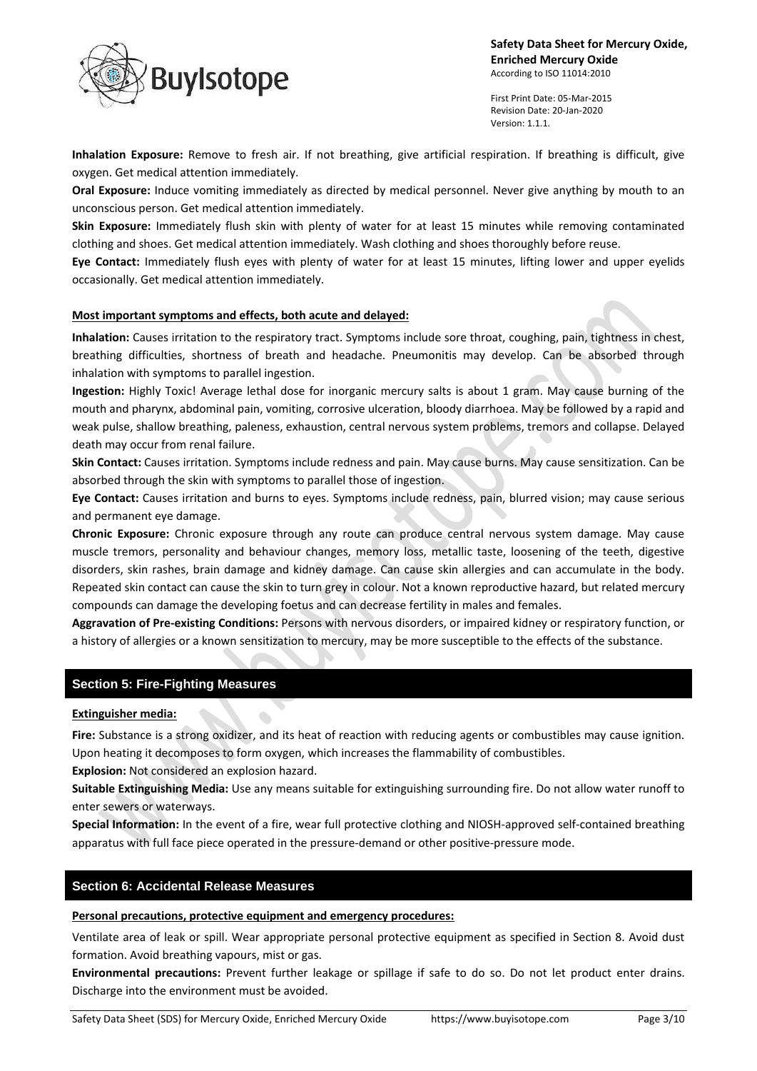**Inhalation Exposure:** Remove to fresh air. If not breathing, give artificial respiration. If breathing is difficult, give oxygen. Get medical attention immediately.

**Oral Exposure:** Induce vomiting immediately as directed by medical personnel. Never give anything by mouth to an unconscious person. Get medical attention immediately.

**Skin Exposure:** Immediately flush skin with plenty of water for at least 15 minutes while removing contaminated clothing and shoes. Get medical attention immediately. Wash clothing and shoes thoroughly before reuse.

**Eye Contact:** Immediately flush eyes with plenty of water for at least 15 minutes, lifting lower and upper eyelids occasionally. Get medical attention immediately.

**Most important symptoms and effects, both acute and delayed:**

**Inhalation:** Causes irritation to the respiratory tract. Symptoms include sore throat, coughing, pain, tightness in chest, breathing difficulties, shortness of breath and headache. Pneumonitis may develop. Can be absorbed through inhalation with symptoms to parallel ingestion.

**Ingestion:** Highly Toxic! Average lethal dose for inorganic mercury salts is about 1 gram. May cause burning of the mouth and pharynx, abdominal pain, vomiting, corrosive ulceration, bloody diarrhoea. May be followed by a rapid and weak pulse, shallow breathing, paleness, exhaustion, central nervous system problems, tremors and collapse. Delayed death may occur from renal failure.

**Skin Contact:** Causes irritation. Symptoms include redness and pain. May cause burns. May cause sensitization. Can be absorbed through the skin with symptoms to parallel those of ingestion.

**Eye Contact:** Causes irritation and burns to eyes. Symptoms include redness, pain, blurred vision; may cause serious and permanent eye damage.

**Chronic Exposure:** Chronic exposure through any route can produce central nervous system damage. May cause muscle tremors, personality and behaviour changes, memory loss, metallic taste, loosening of the teeth, digestive disorders, skin rashes, brain damage and kidney damage. Can cause skin allergies and can accumulate in the body. Repeated skin contact can cause the skin to turn grey in colour. Not a known reproductive hazard, but related mercury compounds can damage the developing foetus and can decrease fertility in males and females.

**Aggravation of Pre-existing Conditions:** Persons with nervous disorders, or impaired kidney or respiratory function, or a history of allergies or a known sensitization to mercury, may be more susceptible to the effects of the substance.

## Section 5: Fire-Fighting Measures

**Extinguisher media:**

**Fire:** Substance is a strong oxidizer, and its heat of reaction with reducing agents or combustibles may cause ignition. Upon heating it decomposes to form oxygen, which increases the flammability of combustibles.

**Explosion:** Not considered an explosion hazard.

**Suitable Extinguishing Media:** Use any means suitable for extinguishing surrounding fire. Do not allow water runoff to enter sewers or waterways.

**Special Information:** In the event of a fire, wear full protective clothing and NIOSH-approved self-contained breathing apparatus with full face piece operated in the pressure-demand or other positive-pressure mode.

## Section 6: Accidental Release Measures

**Personal precautions, protective equipment and emergency procedures:**

Ventilate area of leak or spill. Wear appropriate personal protective equipment as specified in Section 8. Avoid dust formation. Avoid breathing vapours, mist or gas.

**Environmental precautions:** Prevent further leakage or spillage if safe to do so. Do not let product enter drains. Discharge into the environment must be avoided.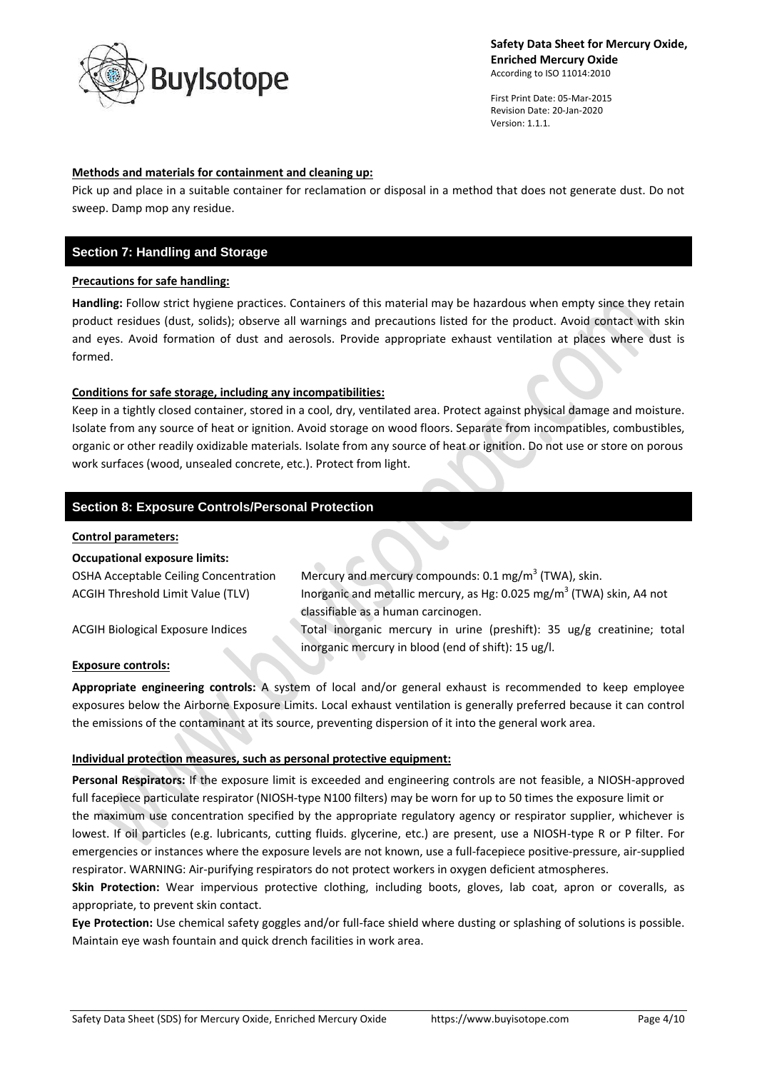**Methods and materials for containment and cleaning up:**

Pick up and place in a suitable container for reclamation or disposal in a method that does not generate dust. Do not sweep. Damp mop any residue.

## Section 7: Handling and Storage

**Precautions for safe handling:**

**Handling:** Follow strict hygiene practices. Containers of this material may be hazardous when empty since they retain product residues (dust, solids); observe all warnings and precautions listed for the product. Avoid contact with skin and eyes. Avoid formation of dust and aerosols. Provide appropriate exhaust ventilation at places where dust is formed.

**Conditions for safe storage, including any incompatibilities:**

Keep in a tightly closed container, stored in a cool, dry, ventilated area. Protect against physical damage and moisture. Isolate from any source of heat or ignition. Avoid storage on wood floors. Separate from incompatibles, combustibles, organic or other readily oxidizable materials. Isolate from any source of heat or ignition. Do not use or store on porous work surfaces (wood, unsealed concrete, etc.). Protect from light.

## Section 8: Exposure Controls/Personal Protection

**Control parameters:**

**Occupational exposure limits:**

| | |
|---|---|
| OSHA Acceptable Ceiling Concentration | Mercury and mercury compounds: 0.1 mg/$m^3$ (TWA), skin. |
| ACGIH Threshold Limit Value (TLV) | Inorganic and metallic mercury, as Hg: 0.025 mg/$m^3$ (TWA) skin, A4 not classifiable as a human carcinogen. |
| ACGIH Biological Exposure Indices | Total inorganic mercury in urine (preshift): 35 ug/g creatinine; total inorganic mercury in blood (end of shift): 15 ug/l. |

**Exposure controls:**

**Appropriate engineering controls:** A system of local and/or general exhaust is recommended to keep employee exposures below the Airborne Exposure Limits. Local exhaust ventilation is generally preferred because it can control the emissions of the contaminant at its source, preventing dispersion of it into the general work area.

**Individual protection measures, such as personal protective equipment:**

**Personal Respirators:** If the exposure limit is exceeded and engineering controls are not feasible, a NIOSH-approved full facepiece particulate respirator (NIOSH-type N100 filters) may be worn for up to 50 times the exposure limit or the maximum use concentration specified by the appropriate regulatory agency or respirator supplier, whichever is lowest. If oil particles (e.g. lubricants, cutting fluids. glycerine, etc.) are present, use a NIOSH-type R or P filter. For emergencies or instances where the exposure levels are not known, use a full-facepiece positive-pressure, air-supplied respirator. WARNING: Air-purifying respirators do not protect workers in oxygen deficient atmospheres.

**Skin Protection:** Wear impervious protective clothing, including boots, gloves, lab coat, apron or coveralls, as appropriate, to prevent skin contact.

**Eye Protection:** Use chemical safety goggles and/or full-face shield where dusting or splashing of solutions is possible. Maintain eye wash fountain and quick drench facilities in work area.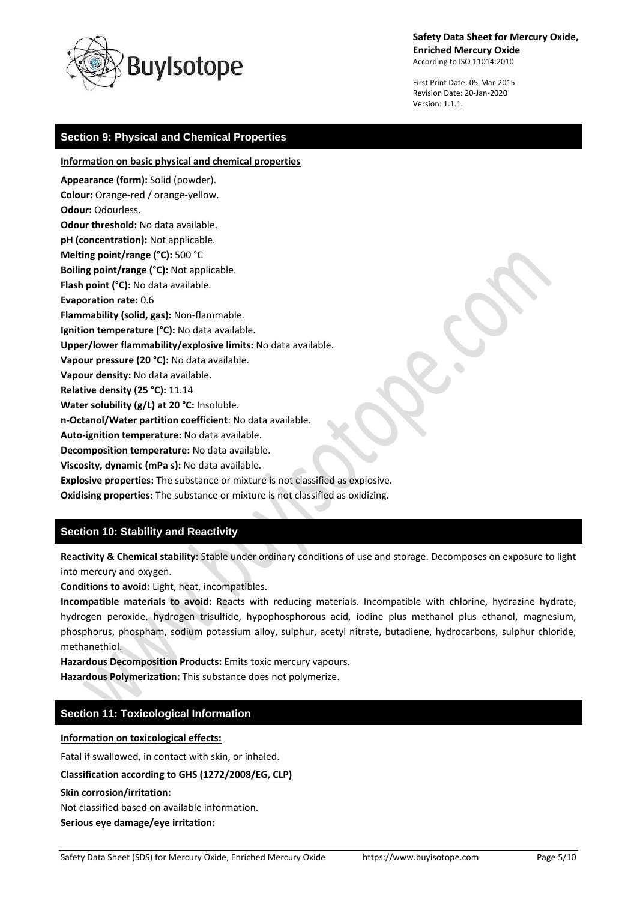## Section 9: Physical and Chemical Properties

**Information on basic physical and chemical properties**

**Appearance (form):** Solid (powder).
**Colour:** Orange-red / orange-yellow.
**Odour:** Odourless.
**Odour threshold:** No data available.
**pH (concentration):** Not applicable.
**Melting point/range (°C):** 500 °C
**Boiling point/range (°C):** Not applicable.
**Flash point (°C):** No data available.
**Evaporation rate:** 0.6
**Flammability (solid, gas):** Non-flammable.
**Ignition temperature (°C):** No data available.
**Upper/lower flammability/explosive limits:** No data available.
**Vapour pressure (20 °C):** No data available.
**Vapour density:** No data available.
**Relative density (25 °C):** 11.14
**Water solubility (g/L) at 20 °C:** Insoluble.
**n-Octanol/Water partition coefficient**: No data available.
**Auto-ignition temperature:** No data available.
**Decomposition temperature:** No data available.
**Viscosity, dynamic (mPa s):** No data available.
**Explosive properties:** The substance or mixture is not classified as explosive.
**Oxidising properties:** The substance or mixture is not classified as oxidizing.

## Section 10: Stability and Reactivity

**Reactivity & Chemical stability:** Stable under ordinary conditions of use and storage. Decomposes on exposure to light into mercury and oxygen.
**Conditions to avoid:** Light, heat, incompatibles.
**Incompatible materials to avoid:** Reacts with reducing materials. Incompatible with chlorine, hydrazine hydrate, hydrogen peroxide, hydrogen trisulfide, hypophosphorous acid, iodine plus methanol plus ethanol, magnesium, phosphorus, phospham, sodium potassium alloy, sulphur, acetyl nitrate, butadiene, hydrocarbons, sulphur chloride, methanethiol.
**Hazardous Decomposition Products:** Emits toxic mercury vapours.
**Hazardous Polymerization:** This substance does not polymerize.

## Section 11: Toxicological Information

**Information on toxicological effects:**

Fatal if swallowed, in contact with skin, or inhaled.

**Classification according to GHS (1272/2008/EG, CLP)**

**Skin corrosion/irritation:**
Not classified based on available information.
**Serious eye damage/eye irritation:**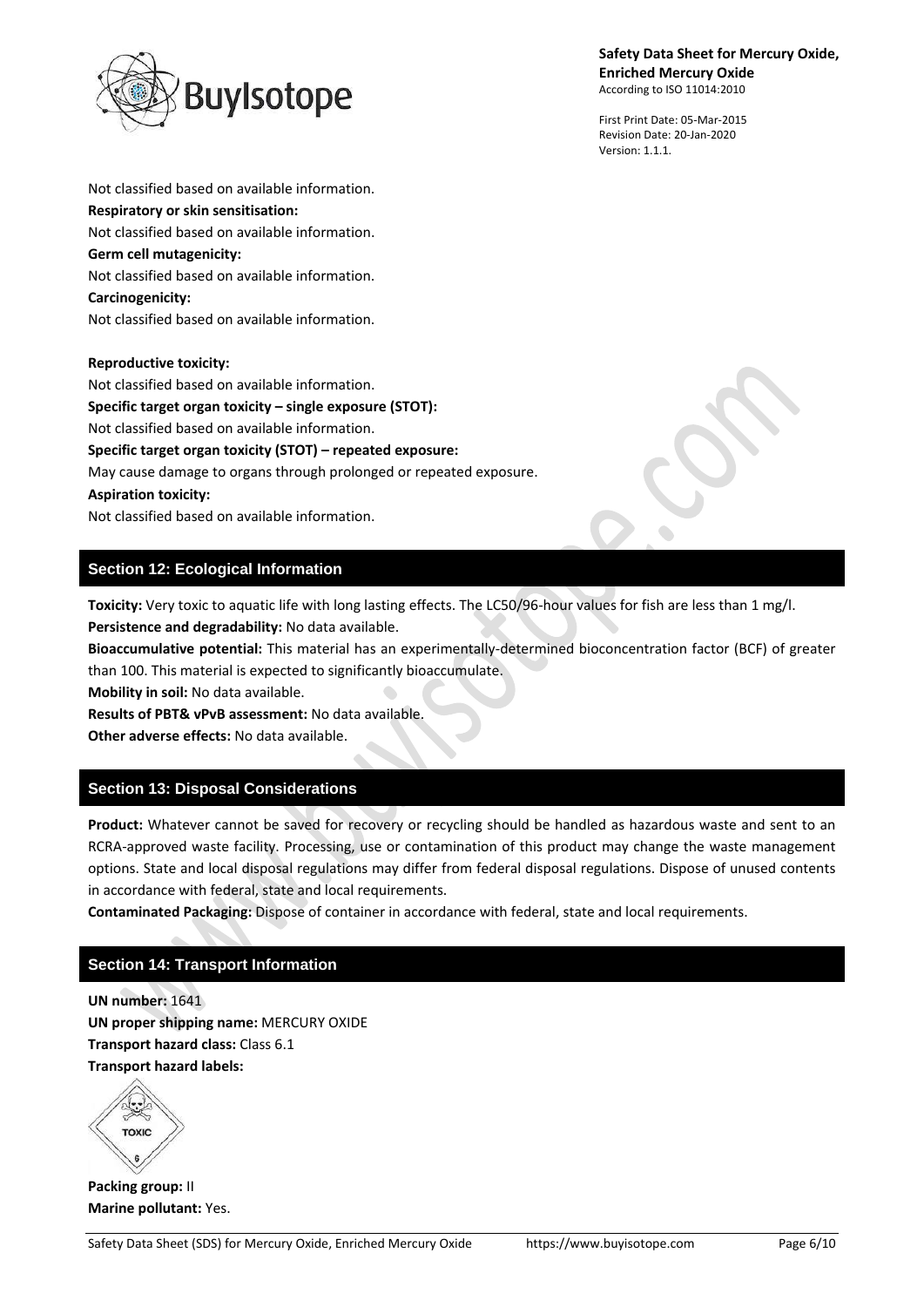Not classified based on available information.

**Respiratory or skin sensitisation:**

Not classified based on available information.

**Germ cell mutagenicity:**

Not classified based on available information.

**Carcinogenicity:**

Not classified based on available information.

**Reproductive toxicity:**

Not classified based on available information.

**Specific target organ toxicity – single exposure (STOT):**

Not classified based on available information.

**Specific target organ toxicity (STOT) – repeated exposure:**

May cause damage to organs through prolonged or repeated exposure.

**Aspiration toxicity:**

Not classified based on available information.

## Section 12: Ecological Information

**Toxicity:** Very toxic to aquatic life with long lasting effects. The LC50/96-hour values for fish are less than 1 mg/l.

**Persistence and degradability:** No data available.

**Bioaccumulative potential:** This material has an experimentally-determined bioconcentration factor (BCF) of greater than 100. This material is expected to significantly bioaccumulate.

**Mobility in soil:** No data available.

**Results of PBT& vPvB assessment:** No data available.

**Other adverse effects:** No data available.

## Section 13: Disposal Considerations

**Product:** Whatever cannot be saved for recovery or recycling should be handled as hazardous waste and sent to an RCRA-approved waste facility. Processing, use or contamination of this product may change the waste management options. State and local disposal regulations may differ from federal disposal regulations. Dispose of unused contents in accordance with federal, state and local requirements.

**Contaminated Packaging:** Dispose of container in accordance with federal, state and local requirements.

## Section 14: Transport Information

**UN number:** 1641

**UN proper shipping name:** MERCURY OXIDE

**Transport hazard class:** Class 6.1

**Transport hazard labels:**

TOXIC 6

**Packing group:** II

**Marine pollutant:** Yes.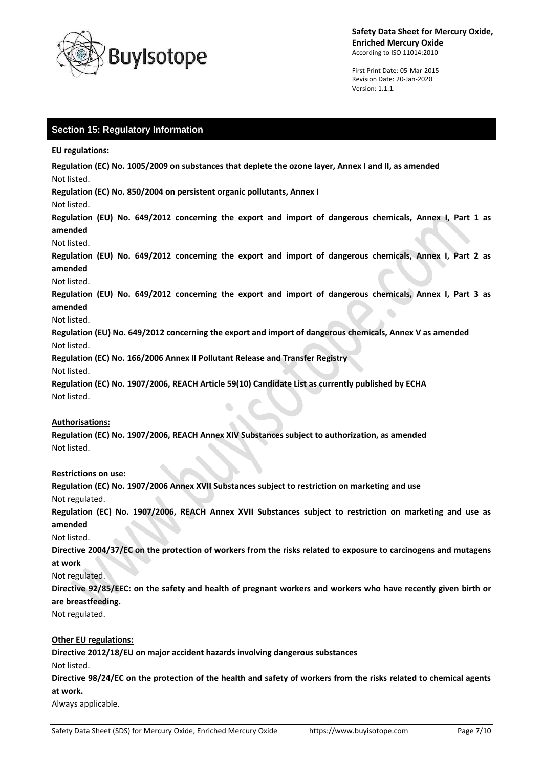## Section 15: Regulatory Information

**EU regulations:**

**Regulation (EC) No. 1005/2009 on substances that deplete the ozone layer, Annex I and II, as amended**
Not listed.

**Regulation (EC) No. 850/2004 on persistent organic pollutants, Annex I**
Not listed.

**Regulation (EU) No. 649/2012 concerning the export and import of dangerous chemicals, Annex I, Part 1 as amended**
Not listed.

**Regulation (EU) No. 649/2012 concerning the export and import of dangerous chemicals, Annex I, Part 2 as amended**
Not listed.

**Regulation (EU) No. 649/2012 concerning the export and import of dangerous chemicals, Annex I, Part 3 as amended**
Not listed.

**Regulation (EU) No. 649/2012 concerning the export and import of dangerous chemicals, Annex V as amended**
Not listed.

**Regulation (EC) No. 166/2006 Annex II Pollutant Release and Transfer Registry**
Not listed.

**Regulation (EC) No. 1907/2006, REACH Article 59(10) Candidate List as currently published by ECHA**
Not listed.

**Authorisations:**

**Regulation (EC) No. 1907/2006, REACH Annex XIV Substances subject to authorization, as amended**
Not listed.

**Restrictions on use:**

**Regulation (EC) No. 1907/2006 Annex XVII Substances subject to restriction on marketing and use**
Not regulated.

**Regulation (EC) No. 1907/2006, REACH Annex XVII Substances subject to restriction on marketing and use as amended**
Not listed.

**Directive 2004/37/EC on the protection of workers from the risks related to exposure to carcinogens and mutagens at work**
Not regulated.

**Directive 92/85/EEC: on the safety and health of pregnant workers and workers who have recently given birth or are breastfeeding.**
Not regulated.

**Other EU regulations:**

**Directive 2012/18/EU on major accident hazards involving dangerous substances**
Not listed.

**Directive 98/24/EC on the protection of the health and safety of workers from the risks related to chemical agents at work.**
Always applicable.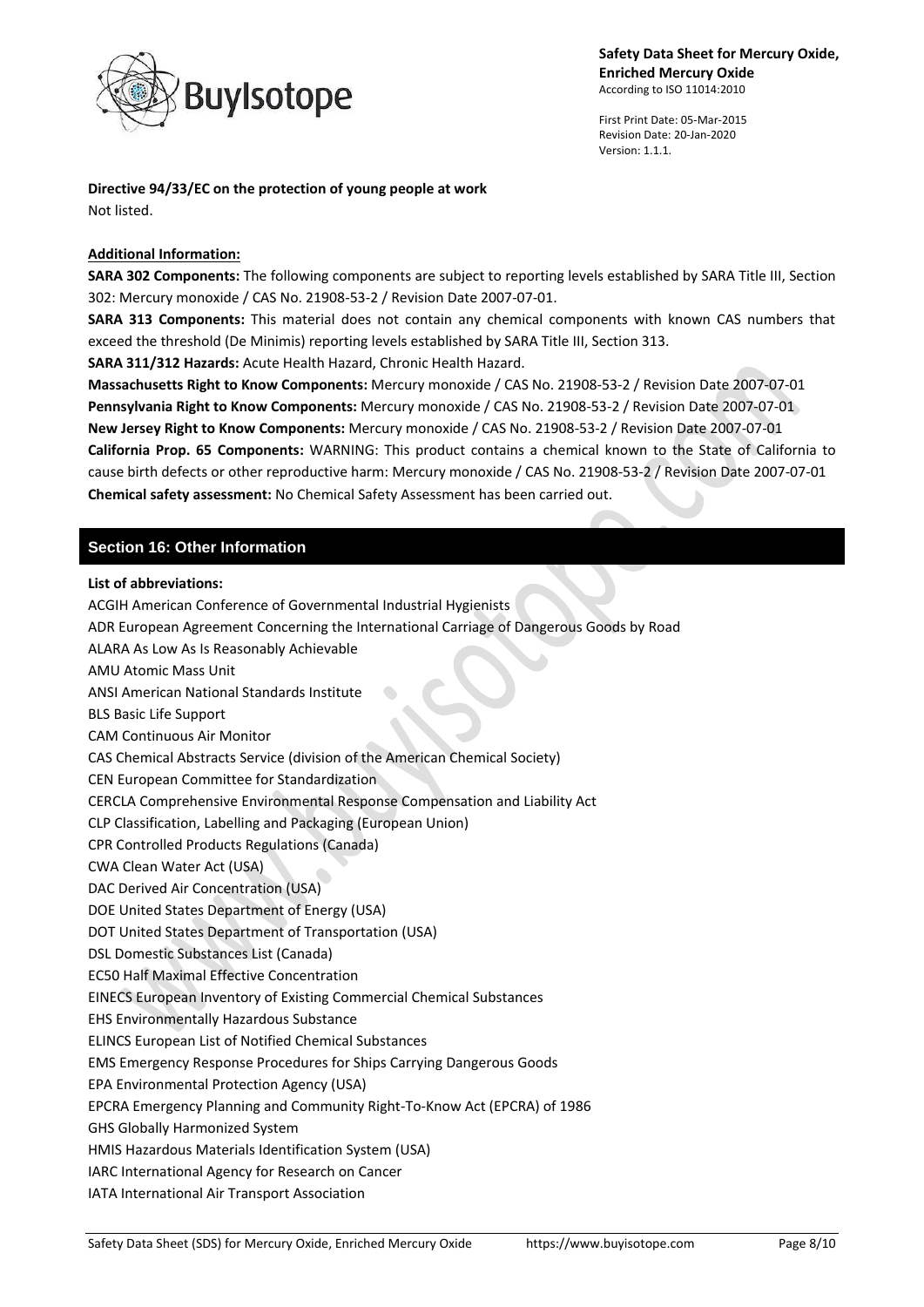**Directive 94/33/EC on the protection of young people at work**
Not listed.

**Additional Information:**

**SARA 302 Components:** The following components are subject to reporting levels established by SARA Title III, Section 302: Mercury monoxide / CAS No. 21908-53-2 / Revision Date 2007-07-01.

**SARA 313 Components:** This material does not contain any chemical components with known CAS numbers that exceed the threshold (De Minimis) reporting levels established by SARA Title III, Section 313.

**SARA 311/312 Hazards:** Acute Health Hazard, Chronic Health Hazard.

**Massachusetts Right to Know Components:** Mercury monoxide / CAS No. 21908-53-2 / Revision Date 2007-07-01

**Pennsylvania Right to Know Components:** Mercury monoxide / CAS No. 21908-53-2 / Revision Date 2007-07-01

**New Jersey Right to Know Components:** Mercury monoxide / CAS No. 21908-53-2 / Revision Date 2007-07-01

**California Prop. 65 Components:** WARNING: This product contains a chemical known to the State of California to cause birth defects or other reproductive harm: Mercury monoxide / CAS No. 21908-53-2 / Revision Date 2007-07-01

**Chemical safety assessment:** No Chemical Safety Assessment has been carried out.

## Section 16: Other Information

**List of abbreviations:**

ACGIH American Conference of Governmental Industrial Hygienists
ADR European Agreement Concerning the International Carriage of Dangerous Goods by Road
ALARA As Low As Is Reasonably Achievable
AMU Atomic Mass Unit
ANSI American National Standards Institute
BLS Basic Life Support
CAM Continuous Air Monitor
CAS Chemical Abstracts Service (division of the American Chemical Society)
CEN European Committee for Standardization
CERCLA Comprehensive Environmental Response Compensation and Liability Act
CLP Classification, Labelling and Packaging (European Union)
CPR Controlled Products Regulations (Canada)
CWA Clean Water Act (USA)
DAC Derived Air Concentration (USA)
DOE United States Department of Energy (USA)
DOT United States Department of Transportation (USA)
DSL Domestic Substances List (Canada)
EC50 Half Maximal Effective Concentration
EINECS European Inventory of Existing Commercial Chemical Substances
EHS Environmentally Hazardous Substance
ELINCS European List of Notified Chemical Substances
EMS Emergency Response Procedures for Ships Carrying Dangerous Goods
EPA Environmental Protection Agency (USA)
EPCRA Emergency Planning and Community Right-To-Know Act (EPCRA) of 1986
GHS Globally Harmonized System
HMIS Hazardous Materials Identification System (USA)
IARC International Agency for Research on Cancer
IATA International Air Transport Association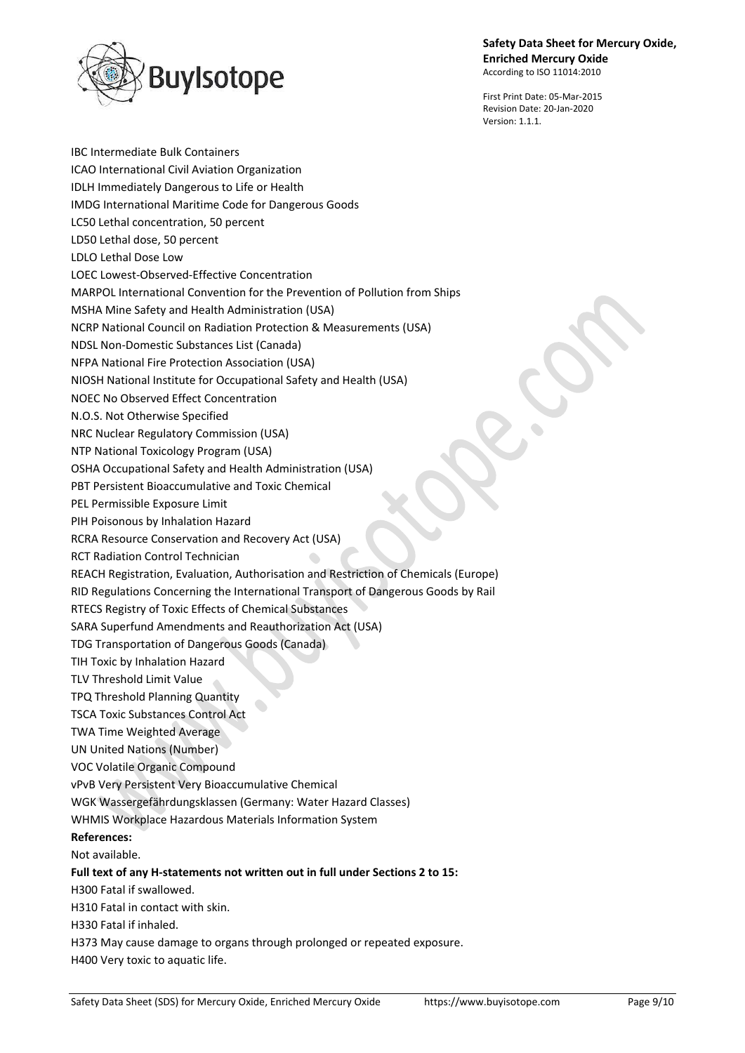IBC Intermediate Bulk Containers
ICAO International Civil Aviation Organization
IDLH Immediately Dangerous to Life or Health
IMDG International Maritime Code for Dangerous Goods
LC50 Lethal concentration, 50 percent
LD50 Lethal dose, 50 percent
LDLO Lethal Dose Low
LOEC Lowest-Observed-Effective Concentration
MARPOL International Convention for the Prevention of Pollution from Ships
MSHA Mine Safety and Health Administration (USA)
NCRP National Council on Radiation Protection & Measurements (USA)
NDSL Non-Domestic Substances List (Canada)
NFPA National Fire Protection Association (USA)
NIOSH National Institute for Occupational Safety and Health (USA)
NOEC No Observed Effect Concentration
N.O.S. Not Otherwise Specified
NRC Nuclear Regulatory Commission (USA)
NTP National Toxicology Program (USA)
OSHA Occupational Safety and Health Administration (USA)
PBT Persistent Bioaccumulative and Toxic Chemical
PEL Permissible Exposure Limit
PIH Poisonous by Inhalation Hazard
RCRA Resource Conservation and Recovery Act (USA)
RCT Radiation Control Technician
REACH Registration, Evaluation, Authorisation and Restriction of Chemicals (Europe)
RID Regulations Concerning the International Transport of Dangerous Goods by Rail
RTECS Registry of Toxic Effects of Chemical Substances
SARA Superfund Amendments and Reauthorization Act (USA)
TDG Transportation of Dangerous Goods (Canada)
TIH Toxic by Inhalation Hazard
TLV Threshold Limit Value
TPQ Threshold Planning Quantity
TSCA Toxic Substances Control Act
TWA Time Weighted Average
UN United Nations (Number)
VOC Volatile Organic Compound
vPvB Very Persistent Very Bioaccumulative Chemical
WGK Wassergefährdungsklassen (Germany: Water Hazard Classes)
WHMIS Workplace Hazardous Materials Information System

**References:**

Not available.

**Full text of any H-statements not written out in full under Sections 2 to 15:**

H300 Fatal if swallowed.
H310 Fatal in contact with skin.
H330 Fatal if inhaled.
H373 May cause damage to organs through prolonged or repeated exposure.
H400 Very toxic to aquatic life.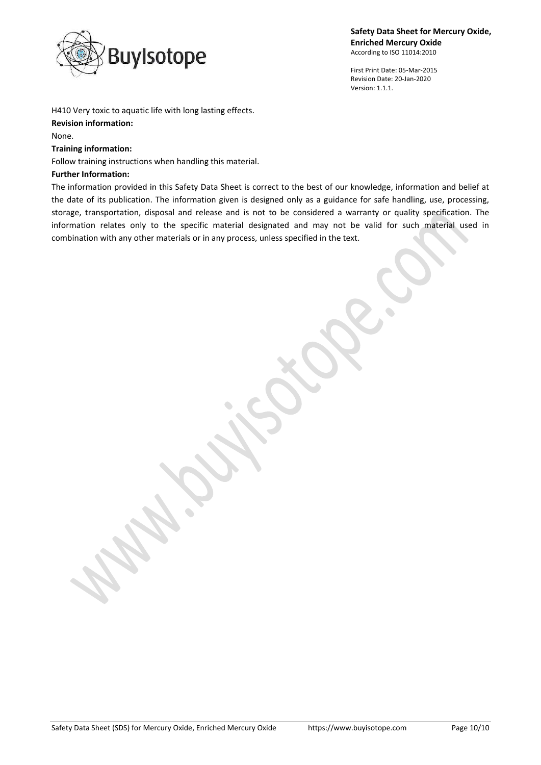H410 Very toxic to aquatic life with long lasting effects.

**Revision information:**

None.

**Training information:**

Follow training instructions when handling this material.

**Further Information:**

The information provided in this Safety Data Sheet is correct to the best of our knowledge, information and belief at the date of its publication. The information given is designed only as a guidance for safe handling, use, processing, storage, transportation, disposal and release and is not to be considered a warranty or quality specification. The information relates only to the specific material designated and may not be valid for such material used in combination with any other materials or in any process, unless specified in the text.